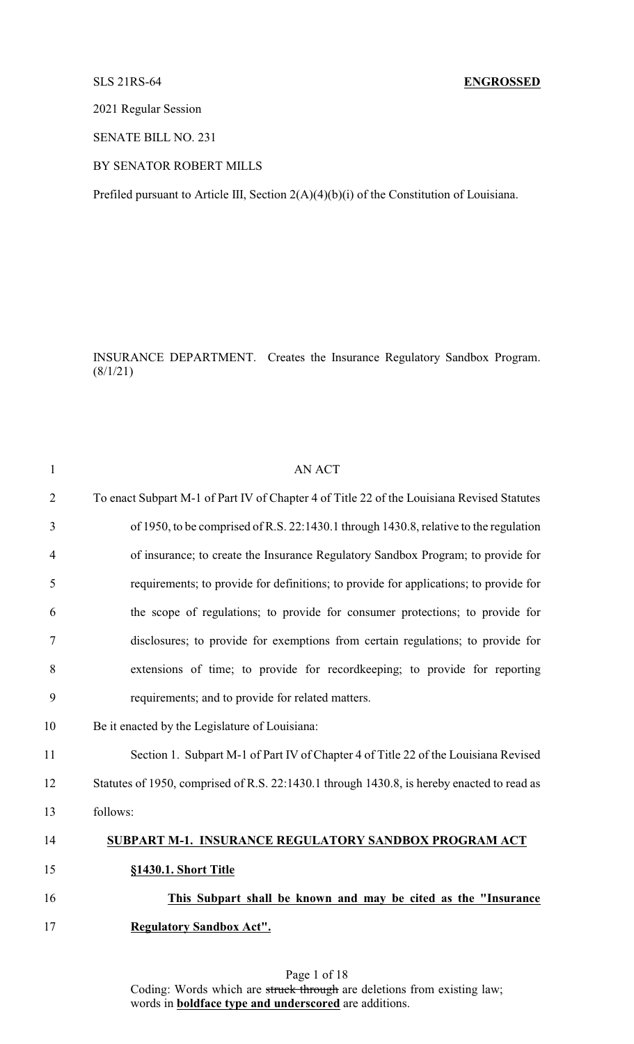SLS 21RS-64 **ENGROSSED**

2021 Regular Session

SENATE BILL NO. 231

BY SENATOR ROBERT MILLS

Prefiled pursuant to Article III, Section 2(A)(4)(b)(i) of the Constitution of Louisiana.

INSURANCE DEPARTMENT. Creates the Insurance Regulatory Sandbox Program. (8/1/21)

AN ACT

To enact Subpart M-1 of Part IV of Chapter 4 of Title 22 of the Louisiana Revised Statutes of 1950, to be comprised of R.S. 22:1430.1 through 1430.8, relative to the regulation of insurance; to create the Insurance Regulatory Sandbox Program; to provide for requirements; to provide for definitions; to provide for applications; to provide for the scope of regulations; to provide for consumer protections; to provide for disclosures; to provide for exemptions from certain regulations; to provide for extensions of time; to provide for recordkeeping; to provide for reporting requirements; and to provide for related matters.

Be it enacted by the Legislature of Louisiana:

Section 1. Subpart M-1 of Part IV of Chapter 4 of Title 22 of the Louisiana Revised Statutes of 1950, comprised of R.S. 22:1430.1 through 1430.8, is hereby enacted to read as follows:

**SUBPART M-1. INSURANCE REGULATORY SANDBOX PROGRAM ACT**

**§1430.1. Short Title**

**This Subpart shall be known and may be cited as the "Insurance Regulatory Sandbox Act".**

Coding: Words which are ~~struck through~~ are deletions from existing law; words in **boldface type and underscored** are additions.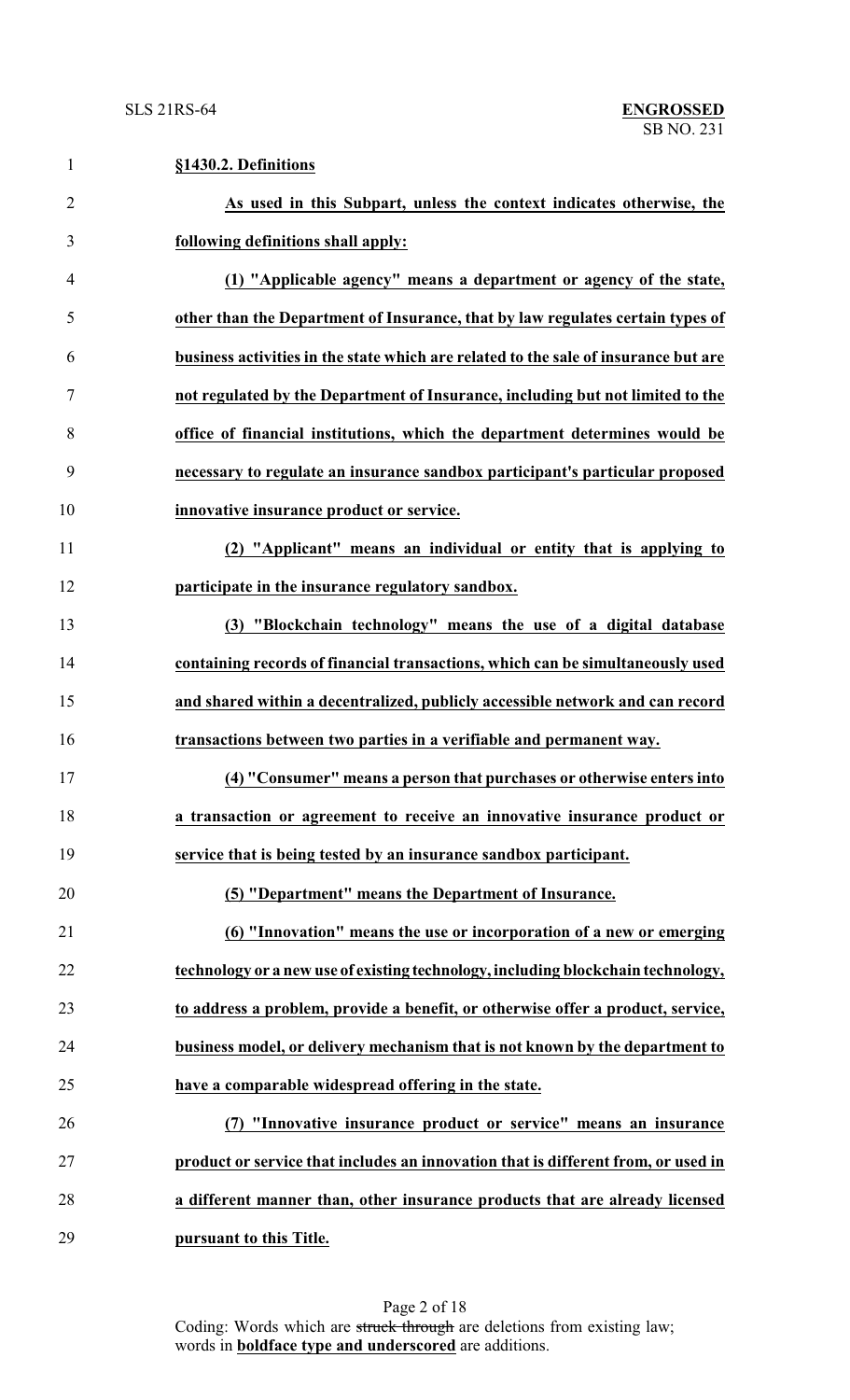**§1430.2. Definitions**

**As used in this Subpart, unless the context indicates otherwise, the following definitions shall apply:**

**(1) "Applicable agency" means a department or agency of the state, other than the Department of Insurance, that by law regulates certain types of business activities in the state which are related to the sale of insurance but are not regulated by the Department of Insurance, including but not limited to the office of financial institutions, which the department determines would be necessary to regulate an insurance sandbox participant's particular proposed innovative insurance product or service.**

**(2) "Applicant" means an individual or entity that is applying to participate in the insurance regulatory sandbox.**

**(3) "Blockchain technology" means the use of a digital database containing records of financial transactions, which can be simultaneously used and shared within a decentralized, publicly accessible network and can record transactions between two parties in a verifiable and permanent way.**

**(4) "Consumer" means a person that purchases or otherwise enters into a transaction or agreement to receive an innovative insurance product or service that is being tested by an insurance sandbox participant.**

**(5) "Department" means the Department of Insurance.**

**(6) "Innovation" means the use or incorporation of a new or emerging technology or a new use of existing technology, including blockchain technology, to address a problem, provide a benefit, or otherwise offer a product, service, business model, or delivery mechanism that is not known by the department to have a comparable widespread offering in the state.**

**(7) "Innovative insurance product or service" means an insurance product or service that includes an innovation that is different from, or used in a different manner than, other insurance products that are already licensed pursuant to this Title.**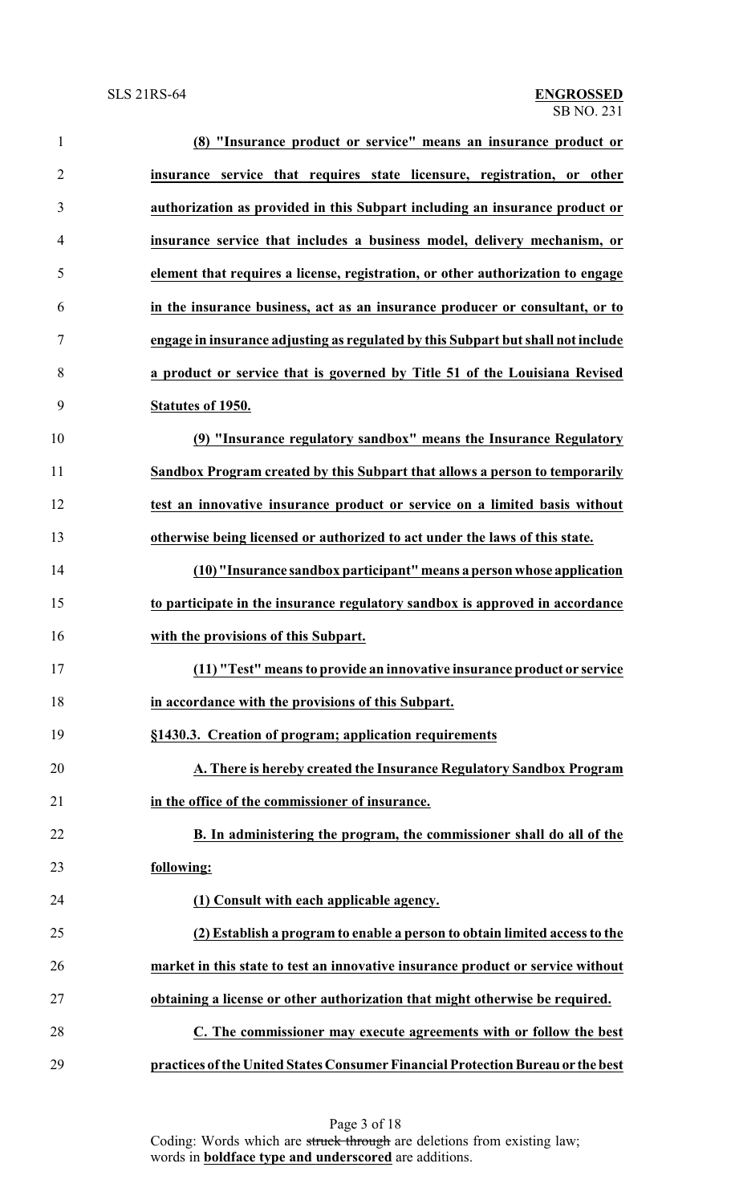**(8) "Insurance product or service" means an insurance product or insurance service that requires state licensure, registration, or other authorization as provided in this Subpart including an insurance product or insurance service that includes a business model, delivery mechanism, or element that requires a license, registration, or other authorization to engage in the insurance business, act as an insurance producer or consultant, or to engage in insurance adjusting as regulated by this Subpart but shall not include a product or service that is governed by Title 51 of the Louisiana Revised Statutes of 1950.**

**(9) "Insurance regulatory sandbox" means the Insurance Regulatory Sandbox Program created by this Subpart that allows a person to temporarily test an innovative insurance product or service on a limited basis without otherwise being licensed or authorized to act under the laws of this state.**

**(10) "Insurance sandbox participant" means a person whose application to participate in the insurance regulatory sandbox is approved in accordance with the provisions of this Subpart.**

**(11) "Test" means to provide an innovative insurance product or service in accordance with the provisions of this Subpart.**

**§1430.3. Creation of program; application requirements**

**A. There is hereby created the Insurance Regulatory Sandbox Program in the office of the commissioner of insurance.**

**B. In administering the program, the commissioner shall do all of the following:**

**(1) Consult with each applicable agency.**

**(2) Establish a program to enable a person to obtain limited access to the market in this state to test an innovative insurance product or service without obtaining a license or other authorization that might otherwise be required.**

**C. The commissioner may execute agreements with or follow the best practices of the United States Consumer Financial Protection Bureau or the best**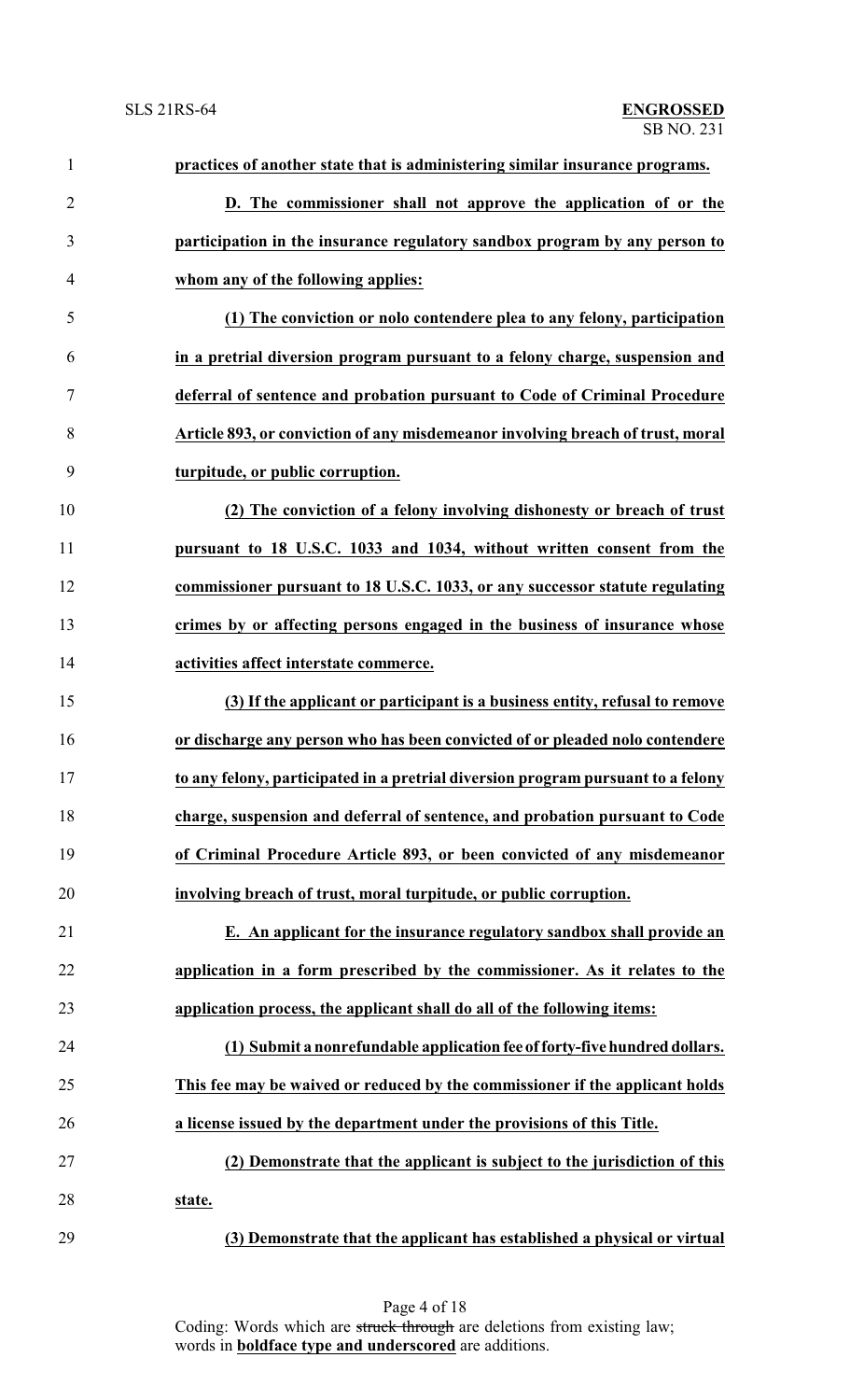**practices of another state that is administering similar insurance programs.**

**D. The commissioner shall not approve the application of or the participation in the insurance regulatory sandbox program by any person to whom any of the following applies:**

**(1) The conviction or nolo contendere plea to any felony, participation in a pretrial diversion program pursuant to a felony charge, suspension and deferral of sentence and probation pursuant to Code of Criminal Procedure Article 893, or conviction of any misdemeanor involving breach of trust, moral turpitude, or public corruption.**

**(2) The conviction of a felony involving dishonesty or breach of trust pursuant to 18 U.S.C. 1033 and 1034, without written consent from the commissioner pursuant to 18 U.S.C. 1033, or any successor statute regulating crimes by or affecting persons engaged in the business of insurance whose activities affect interstate commerce.**

**(3) If the applicant or participant is a business entity, refusal to remove or discharge any person who has been convicted of or pleaded nolo contendere to any felony, participated in a pretrial diversion program pursuant to a felony charge, suspension and deferral of sentence, and probation pursuant to Code of Criminal Procedure Article 893, or been convicted of any misdemeanor involving breach of trust, moral turpitude, or public corruption.**

**E. An applicant for the insurance regulatory sandbox shall provide an application in a form prescribed by the commissioner. As it relates to the application process, the applicant shall do all of the following items:**

**(1) Submit a nonrefundable application fee of forty-five hundred dollars. This fee may be waived or reduced by the commissioner if the applicant holds a license issued by the department under the provisions of this Title.**

**(2) Demonstrate that the applicant is subject to the jurisdiction of this state.**

**(3) Demonstrate that the applicant has established a physical or virtual**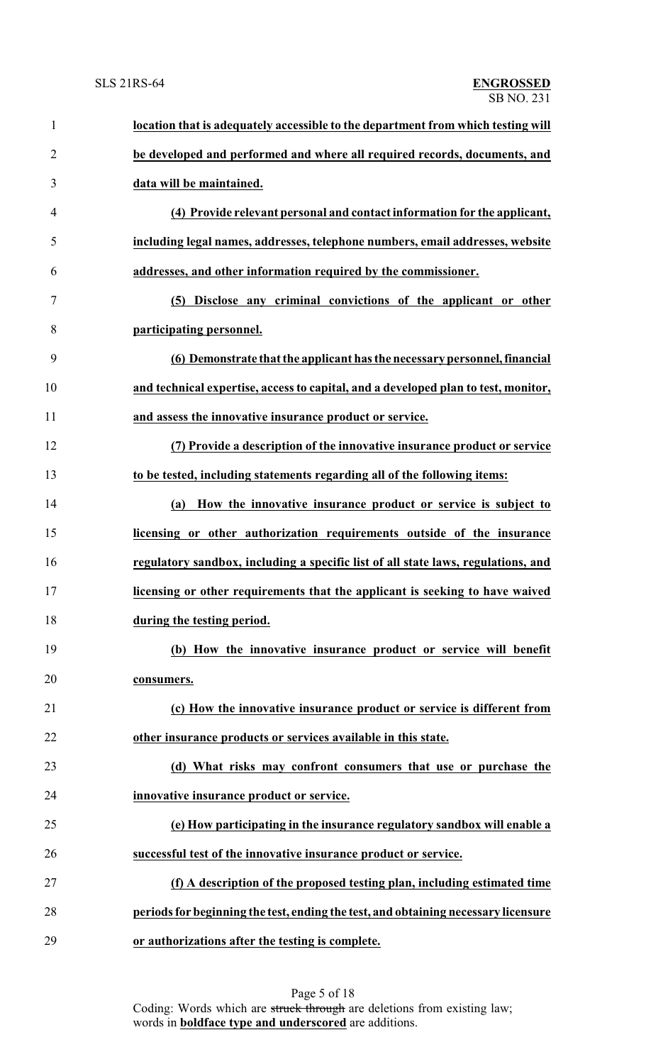**location that is adequately accessible to the department from which testing will be developed and performed and where all required records, documents, and data will be maintained.**

**(4) Provide relevant personal and contact information for the applicant, including legal names, addresses, telephone numbers, email addresses, website addresses, and other information required by the commissioner.**

**(5) Disclose any criminal convictions of the applicant or other participating personnel.**

**(6) Demonstrate that the applicant has the necessary personnel, financial and technical expertise, access to capital, and a developed plan to test, monitor, and assess the innovative insurance product or service.**

**(7) Provide a description of the innovative insurance product or service to be tested, including statements regarding all of the following items:**

**(a) How the innovative insurance product or service is subject to licensing or other authorization requirements outside of the insurance regulatory sandbox, including a specific list of all state laws, regulations, and licensing or other requirements that the applicant is seeking to have waived during the testing period.**

**(b) How the innovative insurance product or service will benefit consumers.**

**(c) How the innovative insurance product or service is different from other insurance products or services available in this state.**

**(d) What risks may confront consumers that use or purchase the innovative insurance product or service.**

**(e) How participating in the insurance regulatory sandbox will enable a successful test of the innovative insurance product or service.**

**(f) A description of the proposed testing plan, including estimated time periods for beginning the test, ending the test, and obtaining necessary licensure or authorizations after the testing is complete.**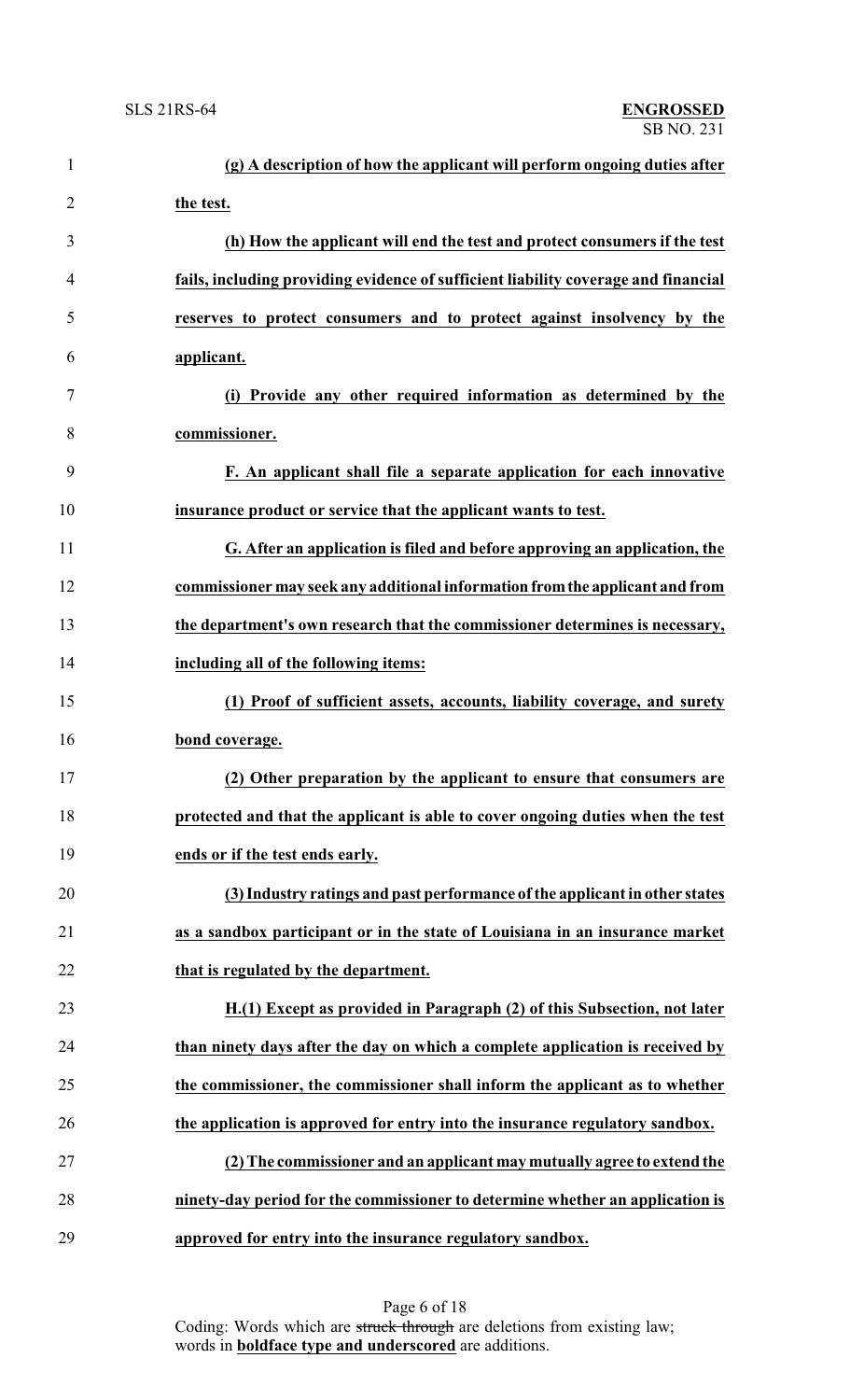**(g) A description of how the applicant will perform ongoing duties after the test.**

**(h) How the applicant will end the test and protect consumers if the test fails, including providing evidence of sufficient liability coverage and financial reserves to protect consumers and to protect against insolvency by the applicant.**

**(i) Provide any other required information as determined by the commissioner.**

**F. An applicant shall file a separate application for each innovative insurance product or service that the applicant wants to test.**

**G. After an application is filed and before approving an application, the commissioner may seek any additional information from the applicant and from the department's own research that the commissioner determines is necessary, including all of the following items:**

**(1) Proof of sufficient assets, accounts, liability coverage, and surety bond coverage.**

**(2) Other preparation by the applicant to ensure that consumers are protected and that the applicant is able to cover ongoing duties when the test ends or if the test ends early.**

**(3) Industry ratings and past performance of the applicant in other states as a sandbox participant or in the state of Louisiana in an insurance market that is regulated by the department.**

**H.(1) Except as provided in Paragraph (2) of this Subsection, not later than ninety days after the day on which a complete application is received by the commissioner, the commissioner shall inform the applicant as to whether the application is approved for entry into the insurance regulatory sandbox.**

**(2) The commissioner and an applicant may mutually agree to extend the ninety-day period for the commissioner to determine whether an application is approved for entry into the insurance regulatory sandbox.**

Coding: Words which are ~~struck through~~ are deletions from existing law; words in **boldface type and underscored** are additions.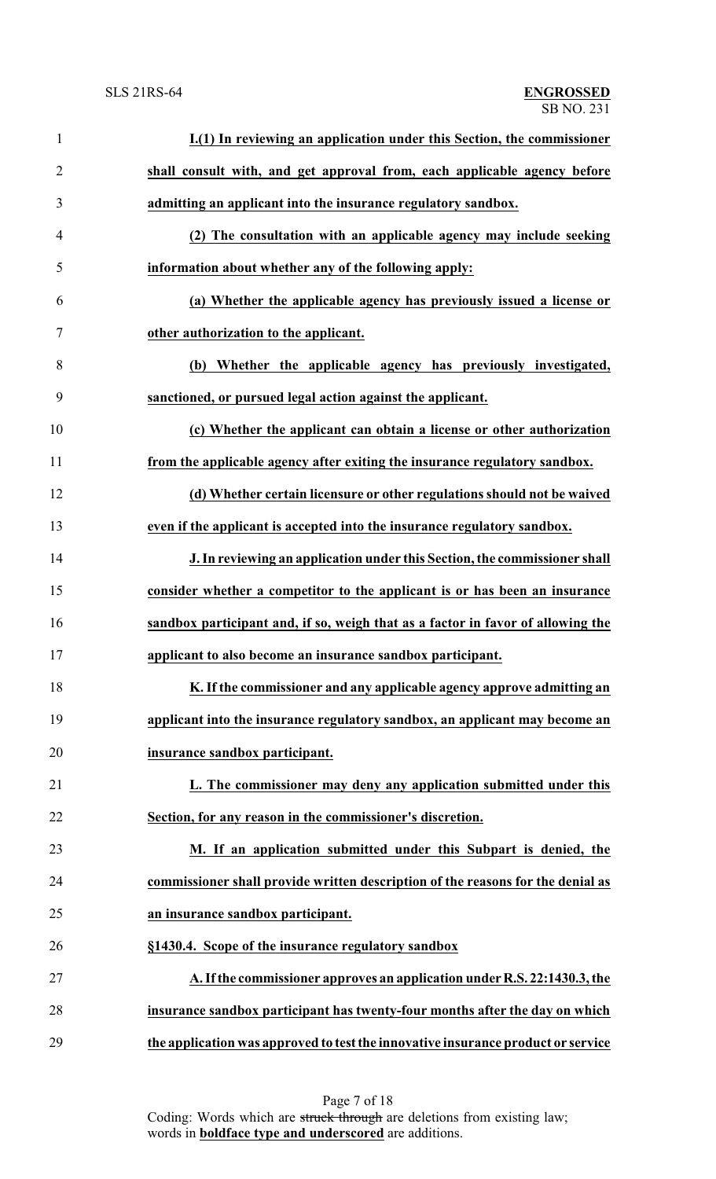**I.(1) In reviewing an application under this Section, the commissioner shall consult with, and get approval from, each applicable agency before admitting an applicant into the insurance regulatory sandbox.**

**(2) The consultation with an applicable agency may include seeking information about whether any of the following apply:**

**(a) Whether the applicable agency has previously issued a license or other authorization to the applicant.**

**(b) Whether the applicable agency has previously investigated, sanctioned, or pursued legal action against the applicant.**

**(c) Whether the applicant can obtain a license or other authorization from the applicable agency after exiting the insurance regulatory sandbox.**

**(d) Whether certain licensure or other regulations should not be waived even if the applicant is accepted into the insurance regulatory sandbox.**

**J. In reviewing an application under this Section, the commissioner shall consider whether a competitor to the applicant is or has been an insurance sandbox participant and, if so, weigh that as a factor in favor of allowing the applicant to also become an insurance sandbox participant.**

**K. If the commissioner and any applicable agency approve admitting an applicant into the insurance regulatory sandbox, an applicant may become an insurance sandbox participant.**

**L. The commissioner may deny any application submitted under this Section, for any reason in the commissioner's discretion.**

**M. If an application submitted under this Subpart is denied, the commissioner shall provide written description of the reasons for the denial as an insurance sandbox participant.**

**§1430.4. Scope of the insurance regulatory sandbox**

**A. If the commissioner approves an application under R.S. 22:1430.3, the insurance sandbox participant has twenty-four months after the day on which the application was approved to test the innovative insurance product or service**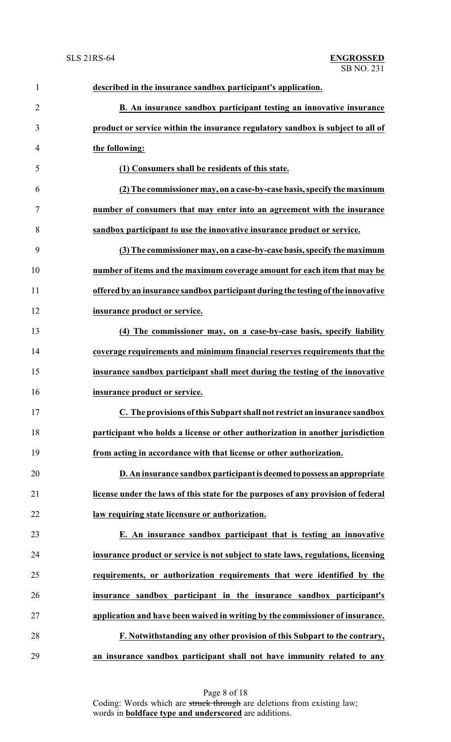**described in the insurance sandbox participant's application.**

**B. An insurance sandbox participant testing an innovative insurance product or service within the insurance regulatory sandbox is subject to all of the following:**

**(1) Consumers shall be residents of this state.**

**(2) The commissioner may, on a case-by-case basis, specify the maximum number of consumers that may enter into an agreement with the insurance sandbox participant to use the innovative insurance product or service.**

**(3) The commissioner may, on a case-by-case basis, specify the maximum number of items and the maximum coverage amount for each item that may be offered by an insurance sandbox participant during the testing of the innovative insurance product or service.**

**(4) The commissioner may, on a case-by-case basis, specify liability coverage requirements and minimum financial reserves requirements that the insurance sandbox participant shall meet during the testing of the innovative insurance product or service.**

**C. The provisions of this Subpart shall not restrict an insurance sandbox participant who holds a license or other authorization in another jurisdiction from acting in accordance with that license or other authorization.**

**D. An insurance sandbox participant is deemed to possess an appropriate license under the laws of this state for the purposes of any provision of federal law requiring state licensure or authorization.**

**E. An insurance sandbox participant that is testing an innovative insurance product or service is not subject to state laws, regulations, licensing requirements, or authorization requirements that were identified by the insurance sandbox participant in the insurance sandbox participant's application and have been waived in writing by the commissioner of insurance.**

**F. Notwithstanding any other provision of this Subpart to the contrary, an insurance sandbox participant shall not have immunity related to any**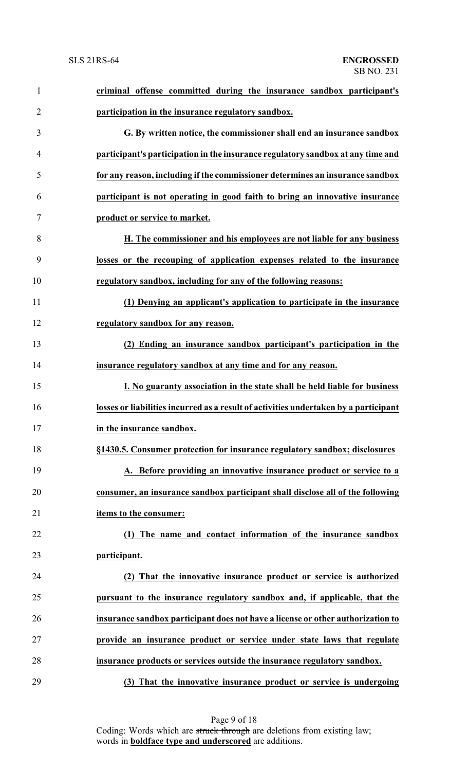**criminal offense committed during the insurance sandbox participant's participation in the insurance regulatory sandbox.**

**G. By written notice, the commissioner shall end an insurance sandbox participant's participation in the insurance regulatory sandbox at any time and for any reason, including if the commissioner determines an insurance sandbox participant is not operating in good faith to bring an innovative insurance product or service to market.**

**H. The commissioner and his employees are not liable for any business losses or the recouping of application expenses related to the insurance regulatory sandbox, including for any of the following reasons:**

**(1) Denying an applicant's application to participate in the insurance regulatory sandbox for any reason.**

**(2) Ending an insurance sandbox participant's participation in the insurance regulatory sandbox at any time and for any reason.**

**I. No guaranty association in the state shall be held liable for business losses or liabilities incurred as a result of activities undertaken by a participant in the insurance sandbox.**

**§1430.5. Consumer protection for insurance regulatory sandbox; disclosures**

**A. Before providing an innovative insurance product or service to a consumer, an insurance sandbox participant shall disclose all of the following items to the consumer:**

**(1) The name and contact information of the insurance sandbox participant.**

**(2) That the innovative insurance product or service is authorized pursuant to the insurance regulatory sandbox and, if applicable, that the insurance sandbox participant does not have a license or other authorization to provide an insurance product or service under state laws that regulate insurance products or services outside the insurance regulatory sandbox.**

**(3) That the innovative insurance product or service is undergoing**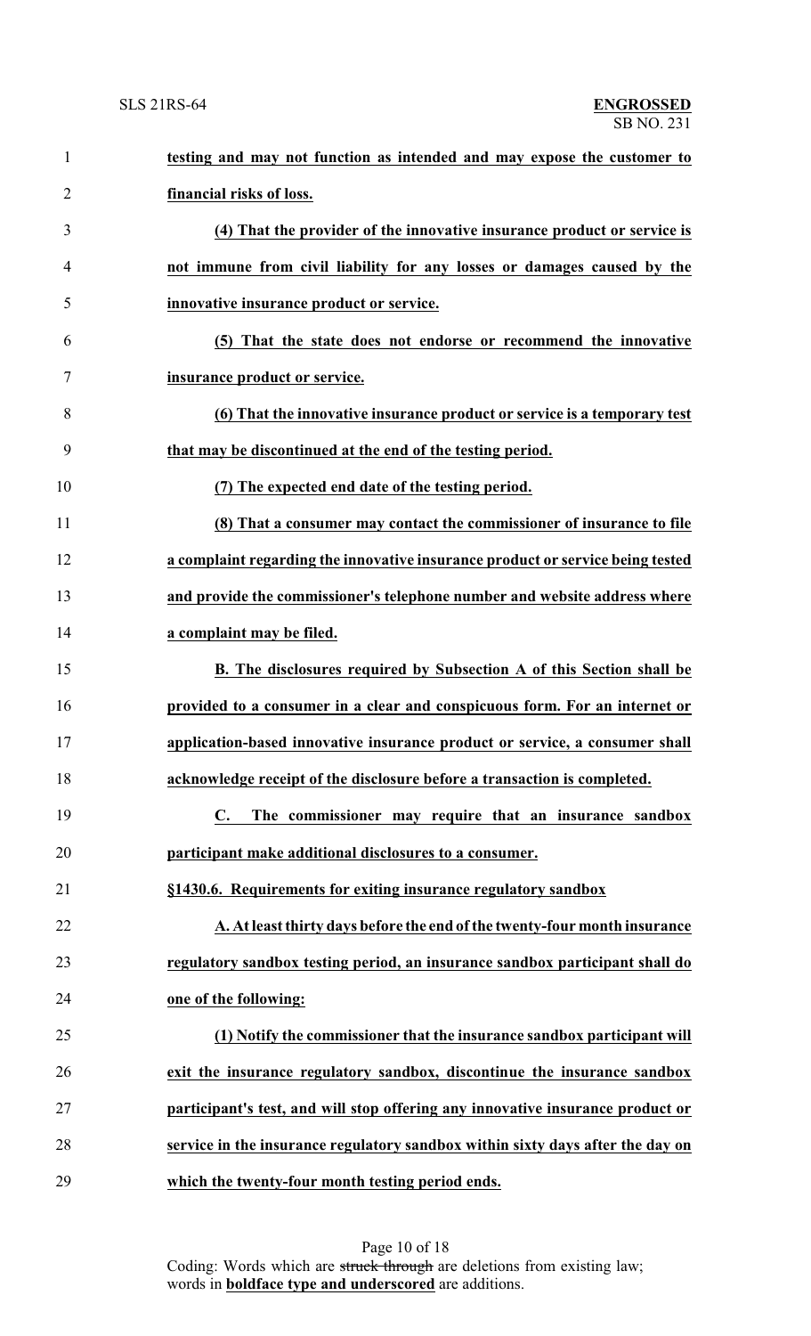**testing and may not function as intended and may expose the customer to financial risks of loss.**

**(4) That the provider of the innovative insurance product or service is not immune from civil liability for any losses or damages caused by the innovative insurance product or service.**

**(5) That the state does not endorse or recommend the innovative insurance product or service.**

**(6) That the innovative insurance product or service is a temporary test that may be discontinued at the end of the testing period.**

**(7) The expected end date of the testing period.**

**(8) That a consumer may contact the commissioner of insurance to file a complaint regarding the innovative insurance product or service being tested and provide the commissioner's telephone number and website address where a complaint may be filed.**

**B. The disclosures required by Subsection A of this Section shall be provided to a consumer in a clear and conspicuous form. For an internet or application-based innovative insurance product or service, a consumer shall acknowledge receipt of the disclosure before a transaction is completed.**

**C. The commissioner may require that an insurance sandbox participant make additional disclosures to a consumer.**

**§1430.6. Requirements for exiting insurance regulatory sandbox**

**A. At least thirty days before the end of the twenty-four month insurance regulatory sandbox testing period, an insurance sandbox participant shall do one of the following:**

**(1) Notify the commissioner that the insurance sandbox participant will exit the insurance regulatory sandbox, discontinue the insurance sandbox participant's test, and will stop offering any innovative insurance product or service in the insurance regulatory sandbox within sixty days after the day on which the twenty-four month testing period ends.**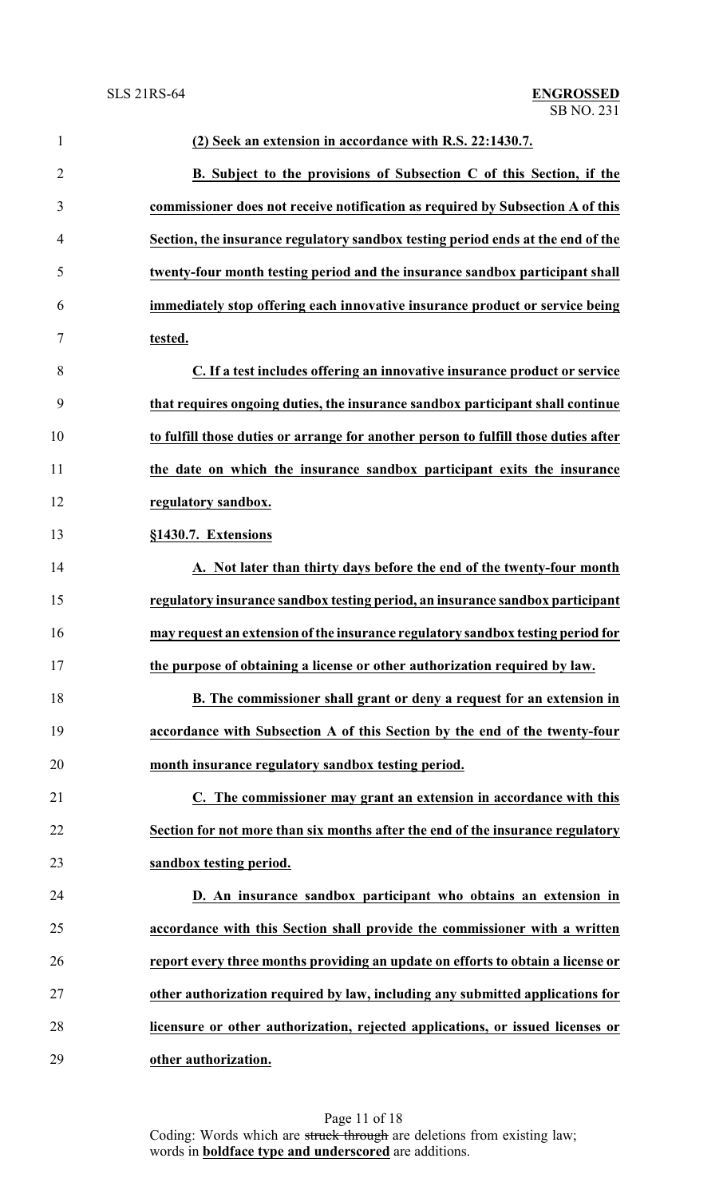**(2) Seek an extension in accordance with R.S. 22:1430.7.**

**B. Subject to the provisions of Subsection C of this Section, if the commissioner does not receive notification as required by Subsection A of this Section, the insurance regulatory sandbox testing period ends at the end of the twenty-four month testing period and the insurance sandbox participant shall immediately stop offering each innovative insurance product or service being tested.**

**C. If a test includes offering an innovative insurance product or service that requires ongoing duties, the insurance sandbox participant shall continue to fulfill those duties or arrange for another person to fulfill those duties after the date on which the insurance sandbox participant exits the insurance regulatory sandbox.**

**§1430.7. Extensions**

**A. Not later than thirty days before the end of the twenty-four month regulatory insurance sandbox testing period, an insurance sandbox participant may request an extension of the insurance regulatory sandbox testing period for the purpose of obtaining a license or other authorization required by law.**

**B. The commissioner shall grant or deny a request for an extension in accordance with Subsection A of this Section by the end of the twenty-four month insurance regulatory sandbox testing period.**

**C. The commissioner may grant an extension in accordance with this Section for not more than six months after the end of the insurance regulatory sandbox testing period.**

**D. An insurance sandbox participant who obtains an extension in accordance with this Section shall provide the commissioner with a written report every three months providing an update on efforts to obtain a license or other authorization required by law, including any submitted applications for licensure or other authorization, rejected applications, or issued licenses or other authorization.**

Coding: Words which are ~~struck through~~ are deletions from existing law; words in **boldface type and underscored** are additions.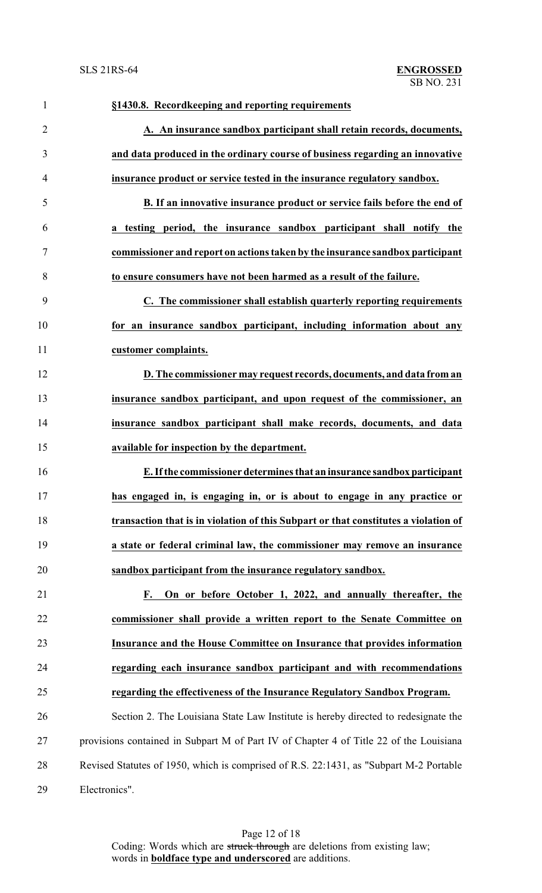**<u>§1430.8. Recordkeeping and reporting requirements</u>**

**<u>A. An insurance sandbox participant shall retain records, documents, and data produced in the ordinary course of business regarding an innovative insurance product or service tested in the insurance regulatory sandbox.</u>**

**<u>B. If an innovative insurance product or service fails before the end of a testing period, the insurance sandbox participant shall notify the commissioner and report on actions taken by the insurance sandbox participant to ensure consumers have not been harmed as a result of the failure.</u>**

**<u>C. The commissioner shall establish quarterly reporting requirements for an insurance sandbox participant, including information about any customer complaints.</u>**

**<u>D. The commissioner may request records, documents, and data from an insurance sandbox participant, and upon request of the commissioner, an insurance sandbox participant shall make records, documents, and data available for inspection by the department.</u>**

**<u>E. If the commissioner determines that an insurance sandbox participant has engaged in, is engaging in, or is about to engage in any practice or transaction that is in violation of this Subpart or that constitutes a violation of a state or federal criminal law, the commissioner may remove an insurance sandbox participant from the insurance regulatory sandbox.</u>**

**<u>F. On or before October 1, 2022, and annually thereafter, the commissioner shall provide a written report to the Senate Committee on Insurance and the House Committee on Insurance that provides information regarding each insurance sandbox participant and with recommendations regarding the effectiveness of the Insurance Regulatory Sandbox Program.</u>**

Section 2. The Louisiana State Law Institute is hereby directed to redesignate the provisions contained in Subpart M of Part IV of Chapter 4 of Title 22 of the Louisiana Revised Statutes of 1950, which is comprised of R.S. 22:1431, as "Subpart M-2 Portable Electronics".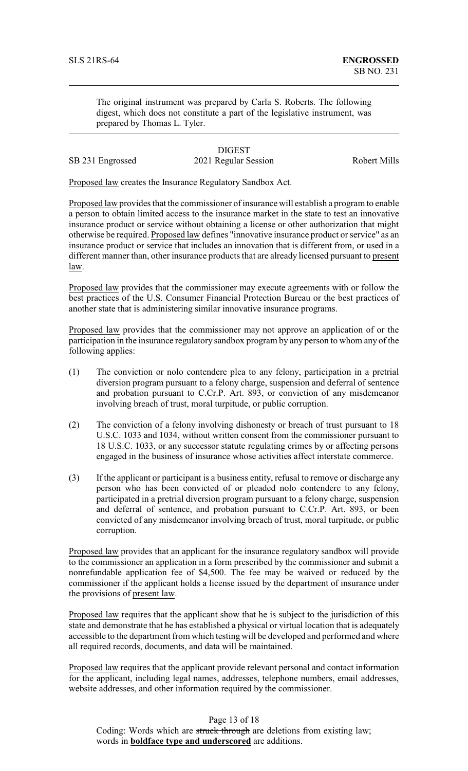The original instrument was prepared by Carla S. Roberts. The following digest, which does not constitute a part of the legislative instrument, was prepared by Thomas L. Tyler.

DIGEST

SB 231 Engrossed 2021 Regular Session Robert Mills

Proposed law creates the Insurance Regulatory Sandbox Act.

Proposed law provides that the commissioner of insurance will establish a program to enable a person to obtain limited access to the insurance market in the state to test an innovative insurance product or service without obtaining a license or other authorization that might otherwise be required. Proposed law defines "innovative insurance product or service" as an insurance product or service that includes an innovation that is different from, or used in a different manner than, other insurance products that are already licensed pursuant to present law.

Proposed law provides that the commissioner may execute agreements with or follow the best practices of the U.S. Consumer Financial Protection Bureau or the best practices of another state that is administering similar innovative insurance programs.

Proposed law provides that the commissioner may not approve an application of or the participation in the insurance regulatory sandbox program by any person to whom any of the following applies:

(1) The conviction or nolo contendere plea to any felony, participation in a pretrial diversion program pursuant to a felony charge, suspension and deferral of sentence and probation pursuant to C.Cr.P. Art. 893, or conviction of any misdemeanor involving breach of trust, moral turpitude, or public corruption.

(2) The conviction of a felony involving dishonesty or breach of trust pursuant to 18 U.S.C. 1033 and 1034, without written consent from the commissioner pursuant to 18 U.S.C. 1033, or any successor statute regulating crimes by or affecting persons engaged in the business of insurance whose activities affect interstate commerce.

(3) If the applicant or participant is a business entity, refusal to remove or discharge any person who has been convicted of or pleaded nolo contendere to any felony, participated in a pretrial diversion program pursuant to a felony charge, suspension and deferral of sentence, and probation pursuant to C.Cr.P. Art. 893, or been convicted of any misdemeanor involving breach of trust, moral turpitude, or public corruption.

Proposed law provides that an applicant for the insurance regulatory sandbox will provide to the commissioner an application in a form prescribed by the commissioner and submit a nonrefundable application fee of $4,500. The fee may be waived or reduced by the commissioner if the applicant holds a license issued by the department of insurance under the provisions of present law.

Proposed law requires that the applicant show that he is subject to the jurisdiction of this state and demonstrate that he has established a physical or virtual location that is adequately accessible to the department from which testing will be developed and performed and where all required records, documents, and data will be maintained.

Proposed law requires that the applicant provide relevant personal and contact information for the applicant, including legal names, addresses, telephone numbers, email addresses, website addresses, and other information required by the commissioner.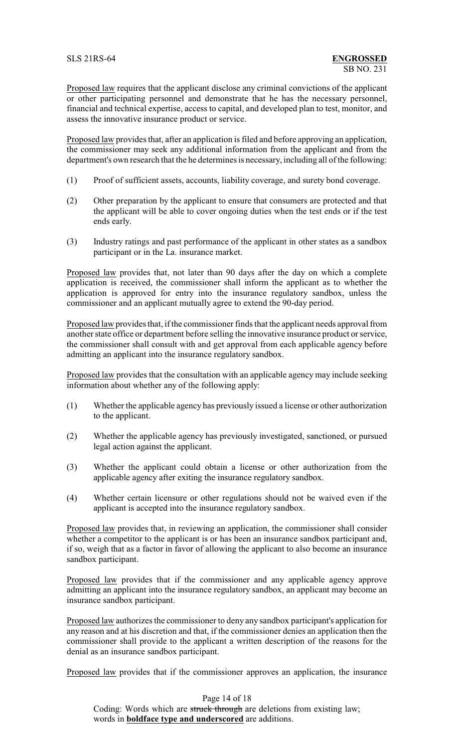Proposed law requires that the applicant disclose any criminal convictions of the applicant or other participating personnel and demonstrate that he has the necessary personnel, financial and technical expertise, access to capital, and developed plan to test, monitor, and assess the innovative insurance product or service.

Proposed law provides that, after an application is filed and before approving an application, the commissioner may seek any additional information from the applicant and from the department's own research that the he determines is necessary, including all of the following:

(1) Proof of sufficient assets, accounts, liability coverage, and surety bond coverage.

(2) Other preparation by the applicant to ensure that consumers are protected and that the applicant will be able to cover ongoing duties when the test ends or if the test ends early.

(3) Industry ratings and past performance of the applicant in other states as a sandbox participant or in the La. insurance market.

Proposed law provides that, not later than 90 days after the day on which a complete application is received, the commissioner shall inform the applicant as to whether the application is approved for entry into the insurance regulatory sandbox, unless the commissioner and an applicant mutually agree to extend the 90-day period.

Proposed law provides that, if the commissioner finds that the applicant needs approval from another state office or department before selling the innovative insurance product or service, the commissioner shall consult with and get approval from each applicable agency before admitting an applicant into the insurance regulatory sandbox.

Proposed law provides that the consultation with an applicable agency may include seeking information about whether any of the following apply:

(1) Whether the applicable agency has previously issued a license or other authorization to the applicant.

(2) Whether the applicable agency has previously investigated, sanctioned, or pursued legal action against the applicant.

(3) Whether the applicant could obtain a license or other authorization from the applicable agency after exiting the insurance regulatory sandbox.

(4) Whether certain licensure or other regulations should not be waived even if the applicant is accepted into the insurance regulatory sandbox.

Proposed law provides that, in reviewing an application, the commissioner shall consider whether a competitor to the applicant is or has been an insurance sandbox participant and, if so, weigh that as a factor in favor of allowing the applicant to also become an insurance sandbox participant.

Proposed law provides that if the commissioner and any applicable agency approve admitting an applicant into the insurance regulatory sandbox, an applicant may become an insurance sandbox participant.

Proposed law authorizes the commissioner to deny any sandbox participant's application for any reason and at his discretion and that, if the commissioner denies an application then the commissioner shall provide to the applicant a written description of the reasons for the denial as an insurance sandbox participant.

Proposed law provides that if the commissioner approves an application, the insurance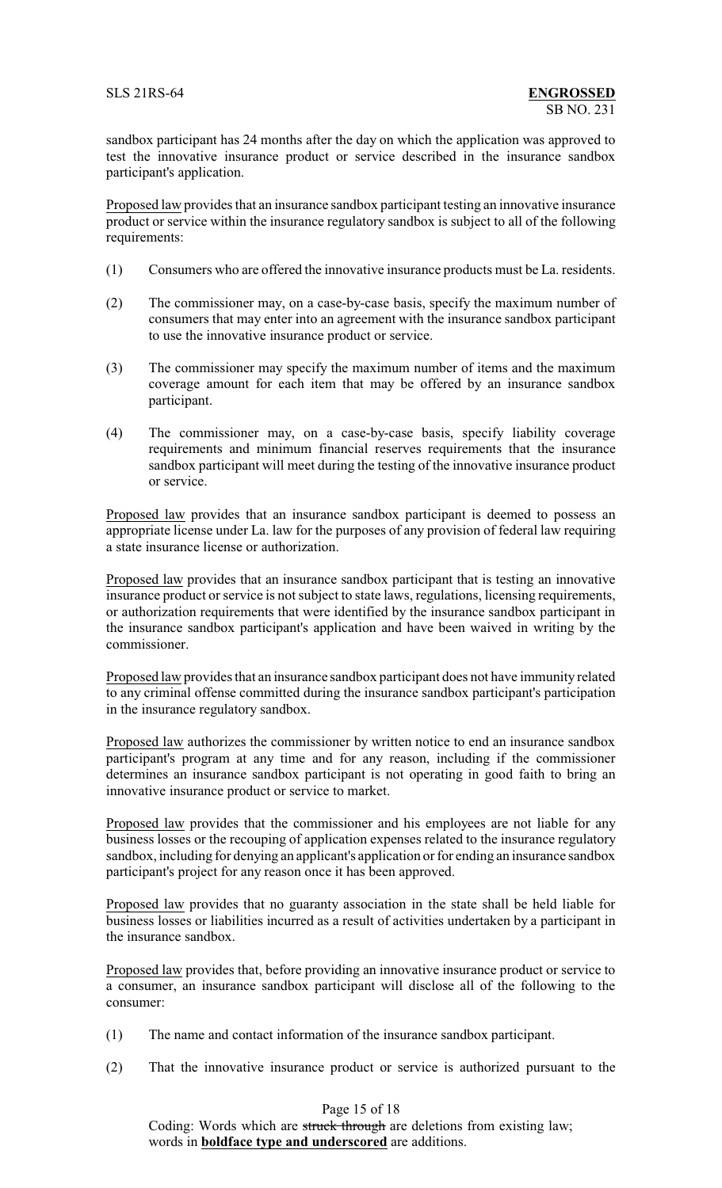sandbox participant has 24 months after the day on which the application was approved to test the innovative insurance product or service described in the insurance sandbox participant's application.

Proposed law provides that an insurance sandbox participant testing an innovative insurance product or service within the insurance regulatory sandbox is subject to all of the following requirements:

(1) Consumers who are offered the innovative insurance products must be La. residents.

(2) The commissioner may, on a case-by-case basis, specify the maximum number of consumers that may enter into an agreement with the insurance sandbox participant to use the innovative insurance product or service.

(3) The commissioner may specify the maximum number of items and the maximum coverage amount for each item that may be offered by an insurance sandbox participant.

(4) The commissioner may, on a case-by-case basis, specify liability coverage requirements and minimum financial reserves requirements that the insurance sandbox participant will meet during the testing of the innovative insurance product or service.

Proposed law provides that an insurance sandbox participant is deemed to possess an appropriate license under La. law for the purposes of any provision of federal law requiring a state insurance license or authorization.

Proposed law provides that an insurance sandbox participant that is testing an innovative insurance product or service is not subject to state laws, regulations, licensing requirements, or authorization requirements that were identified by the insurance sandbox participant in the insurance sandbox participant's application and have been waived in writing by the commissioner.

Proposed law provides that an insurance sandbox participant does not have immunity related to any criminal offense committed during the insurance sandbox participant's participation in the insurance regulatory sandbox.

Proposed law authorizes the commissioner by written notice to end an insurance sandbox participant's program at any time and for any reason, including if the commissioner determines an insurance sandbox participant is not operating in good faith to bring an innovative insurance product or service to market.

Proposed law provides that the commissioner and his employees are not liable for any business losses or the recouping of application expenses related to the insurance regulatory sandbox, including for denying an applicant's application or for ending an insurance sandbox participant's project for any reason once it has been approved.

Proposed law provides that no guaranty association in the state shall be held liable for business losses or liabilities incurred as a result of activities undertaken by a participant in the insurance sandbox.

Proposed law provides that, before providing an innovative insurance product or service to a consumer, an insurance sandbox participant will disclose all of the following to the consumer:

(1) The name and contact information of the insurance sandbox participant.

(2) That the innovative insurance product or service is authorized pursuant to the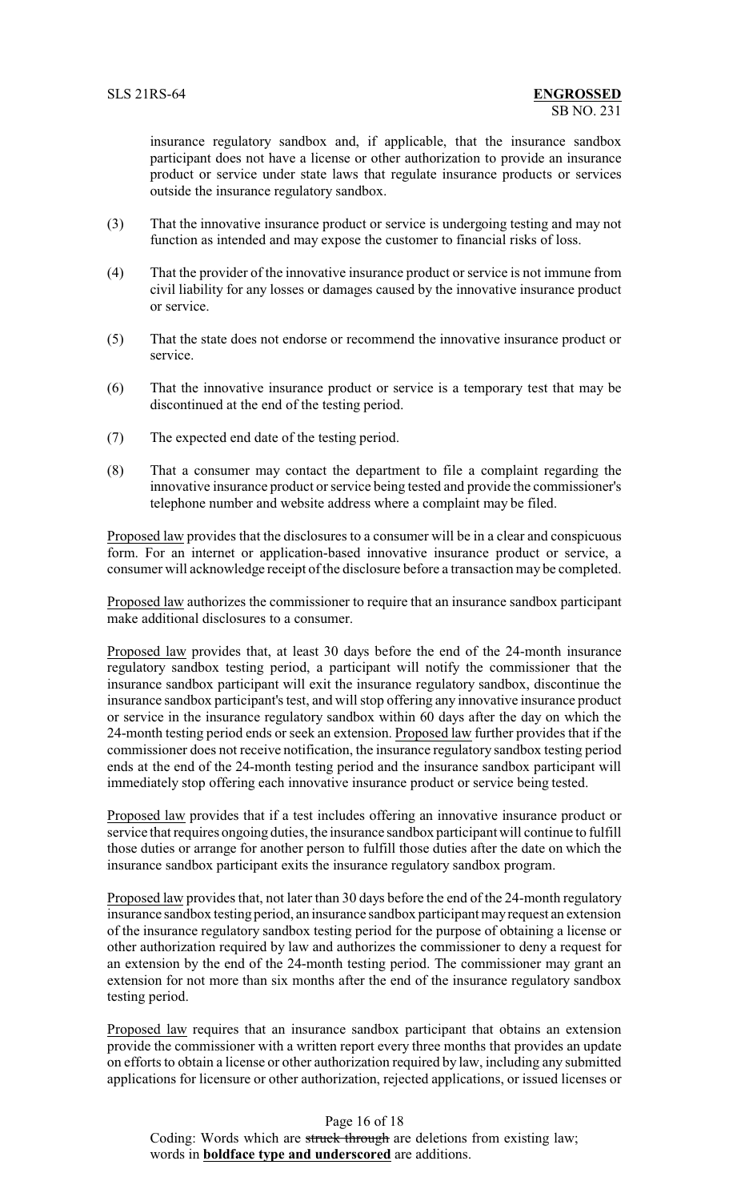insurance regulatory sandbox and, if applicable, that the insurance sandbox participant does not have a license or other authorization to provide an insurance product or service under state laws that regulate insurance products or services outside the insurance regulatory sandbox.

(3) That the innovative insurance product or service is undergoing testing and may not function as intended and may expose the customer to financial risks of loss.

(4) That the provider of the innovative insurance product or service is not immune from civil liability for any losses or damages caused by the innovative insurance product or service.

(5) That the state does not endorse or recommend the innovative insurance product or service.

(6) That the innovative insurance product or service is a temporary test that may be discontinued at the end of the testing period.

(7) The expected end date of the testing period.

(8) That a consumer may contact the department to file a complaint regarding the innovative insurance product or service being tested and provide the commissioner's telephone number and website address where a complaint may be filed.

Proposed law provides that the disclosures to a consumer will be in a clear and conspicuous form. For an internet or application-based innovative insurance product or service, a consumer will acknowledge receipt of the disclosure before a transaction may be completed.

Proposed law authorizes the commissioner to require that an insurance sandbox participant make additional disclosures to a consumer.

Proposed law provides that, at least 30 days before the end of the 24-month insurance regulatory sandbox testing period, a participant will notify the commissioner that the insurance sandbox participant will exit the insurance regulatory sandbox, discontinue the insurance sandbox participant's test, and will stop offering any innovative insurance product or service in the insurance regulatory sandbox within 60 days after the day on which the 24-month testing period ends or seek an extension. Proposed law further provides that if the commissioner does not receive notification, the insurance regulatory sandbox testing period ends at the end of the 24-month testing period and the insurance sandbox participant will immediately stop offering each innovative insurance product or service being tested.

Proposed law provides that if a test includes offering an innovative insurance product or service that requires ongoing duties, the insurance sandbox participant will continue to fulfill those duties or arrange for another person to fulfill those duties after the date on which the insurance sandbox participant exits the insurance regulatory sandbox program.

Proposed law provides that, not later than 30 days before the end of the 24-month regulatory insurance sandbox testing period, an insurance sandbox participant may request an extension of the insurance regulatory sandbox testing period for the purpose of obtaining a license or other authorization required by law and authorizes the commissioner to deny a request for an extension by the end of the 24-month testing period. The commissioner may grant an extension for not more than six months after the end of the insurance regulatory sandbox testing period.

Proposed law requires that an insurance sandbox participant that obtains an extension provide the commissioner with a written report every three months that provides an update on efforts to obtain a license or other authorization required by law, including any submitted applications for licensure or other authorization, rejected applications, or issued licenses or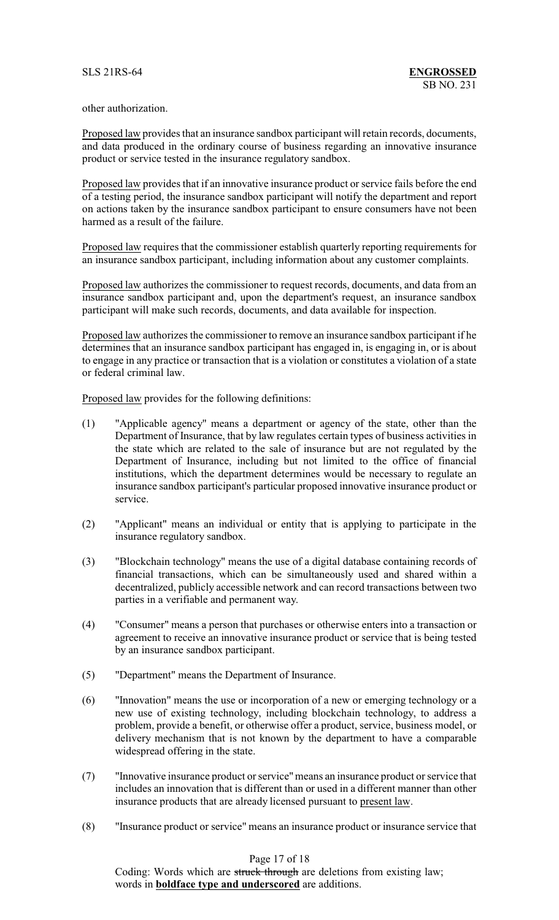other authorization.

Proposed law provides that an insurance sandbox participant will retain records, documents, and data produced in the ordinary course of business regarding an innovative insurance product or service tested in the insurance regulatory sandbox.

Proposed law provides that if an innovative insurance product or service fails before the end of a testing period, the insurance sandbox participant will notify the department and report on actions taken by the insurance sandbox participant to ensure consumers have not been harmed as a result of the failure.

Proposed law requires that the commissioner establish quarterly reporting requirements for an insurance sandbox participant, including information about any customer complaints.

Proposed law authorizes the commissioner to request records, documents, and data from an insurance sandbox participant and, upon the department's request, an insurance sandbox participant will make such records, documents, and data available for inspection.

Proposed law authorizes the commissioner to remove an insurance sandbox participant if he determines that an insurance sandbox participant has engaged in, is engaging in, or is about to engage in any practice or transaction that is a violation or constitutes a violation of a state or federal criminal law.

Proposed law provides for the following definitions:

(1) "Applicable agency" means a department or agency of the state, other than the Department of Insurance, that by law regulates certain types of business activities in the state which are related to the sale of insurance but are not regulated by the Department of Insurance, including but not limited to the office of financial institutions, which the department determines would be necessary to regulate an insurance sandbox participant's particular proposed innovative insurance product or service.

(2) "Applicant" means an individual or entity that is applying to participate in the insurance regulatory sandbox.

(3) "Blockchain technology" means the use of a digital database containing records of financial transactions, which can be simultaneously used and shared within a decentralized, publicly accessible network and can record transactions between two parties in a verifiable and permanent way.

(4) "Consumer" means a person that purchases or otherwise enters into a transaction or agreement to receive an innovative insurance product or service that is being tested by an insurance sandbox participant.

(5) "Department" means the Department of Insurance.

(6) "Innovation" means the use or incorporation of a new or emerging technology or a new use of existing technology, including blockchain technology, to address a problem, provide a benefit, or otherwise offer a product, service, business model, or delivery mechanism that is not known by the department to have a comparable widespread offering in the state.

(7) "Innovative insurance product or service" means an insurance product or service that includes an innovation that is different than or used in a different manner than other insurance products that are already licensed pursuant to present law.

(8) "Insurance product or service" means an insurance product or insurance service that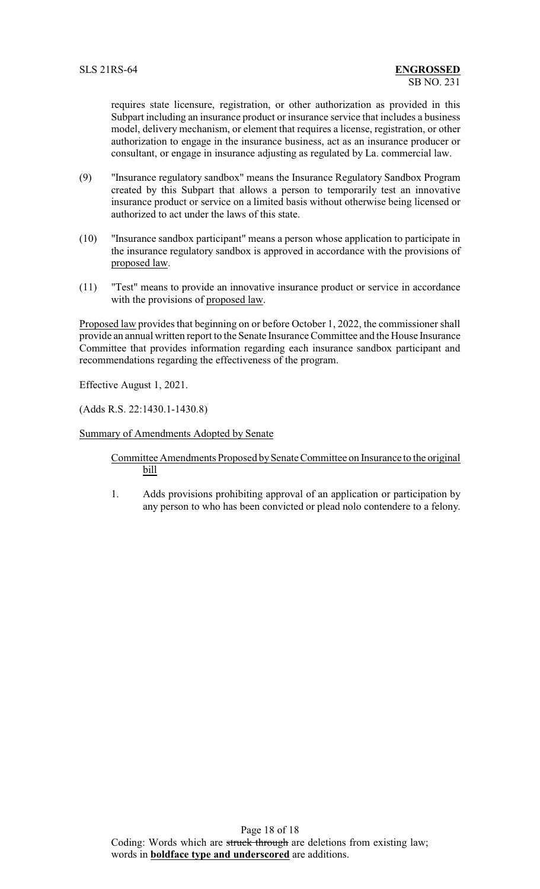requires state licensure, registration, or other authorization as provided in this Subpart including an insurance product or insurance service that includes a business model, delivery mechanism, or element that requires a license, registration, or other authorization to engage in the insurance business, act as an insurance producer or consultant, or engage in insurance adjusting as regulated by La. commercial law.

(9) "Insurance regulatory sandbox" means the Insurance Regulatory Sandbox Program created by this Subpart that allows a person to temporarily test an innovative insurance product or service on a limited basis without otherwise being licensed or authorized to act under the laws of this state.

(10) "Insurance sandbox participant" means a person whose application to participate in the insurance regulatory sandbox is approved in accordance with the provisions of proposed law.

(11) "Test" means to provide an innovative insurance product or service in accordance with the provisions of proposed law.

Proposed law provides that beginning on or before October 1, 2022, the commissioner shall provide an annual written report to the Senate Insurance Committee and the House Insurance Committee that provides information regarding each insurance sandbox participant and recommendations regarding the effectiveness of the program.

Effective August 1, 2021.

(Adds R.S. 22:1430.1-1430.8)

Summary of Amendments Adopted by Senate

Committee Amendments Proposed by Senate Committee on Insurance to the original bill

1. Adds provisions prohibiting approval of an application or participation by any person to who has been convicted or plead nolo contendere to a felony.